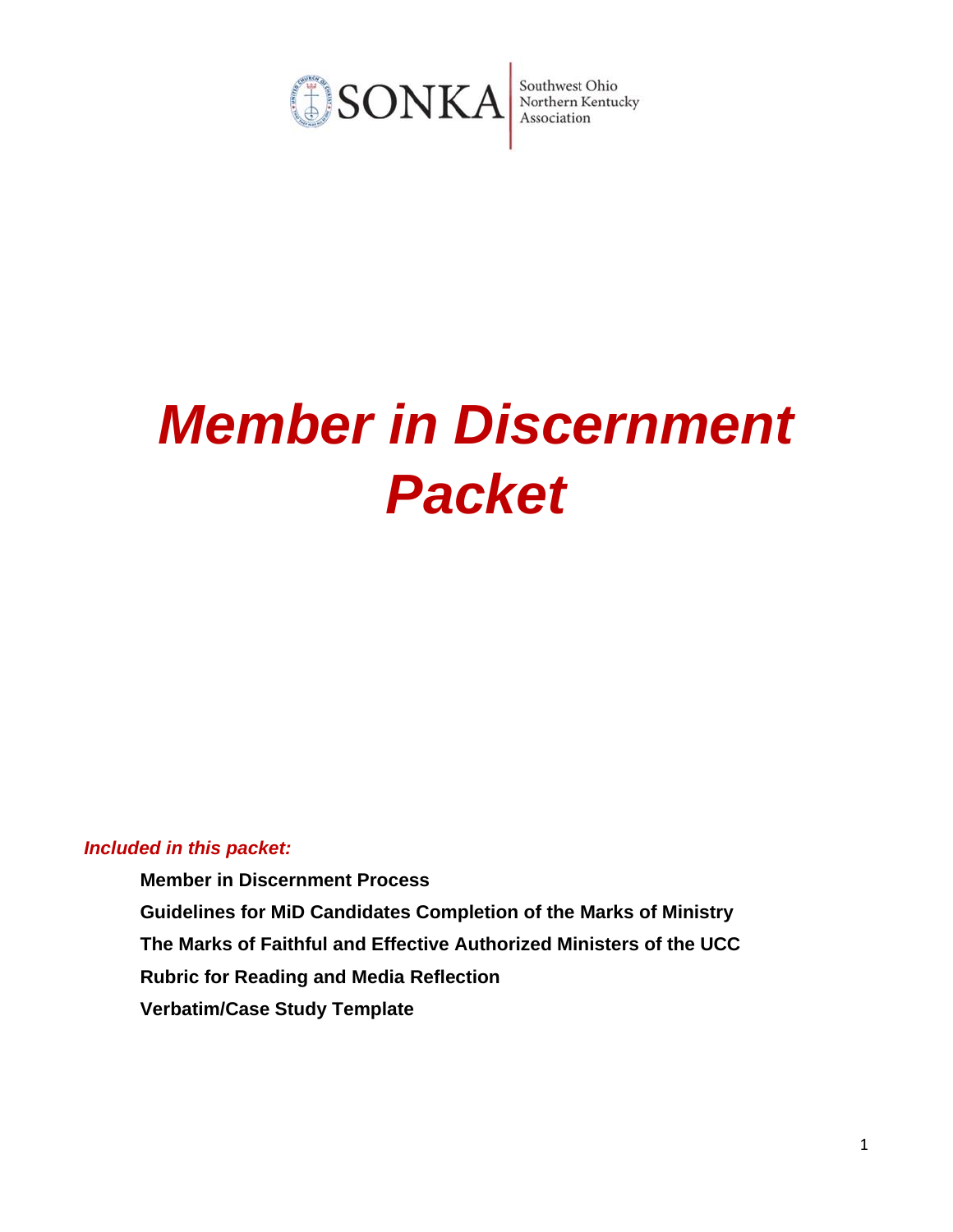SONKA | Southwest Ohio Northern Kentucky Association

# *Member in Discernment Packet*

***Included in this packet:***

**Member in Discernment Process**

**Guidelines for MiD Candidates Completion of the Marks of Ministry**

**The Marks of Faithful and Effective Authorized Ministers of the UCC**

**Rubric for Reading and Media Reflection**

**Verbatim/Case Study Template**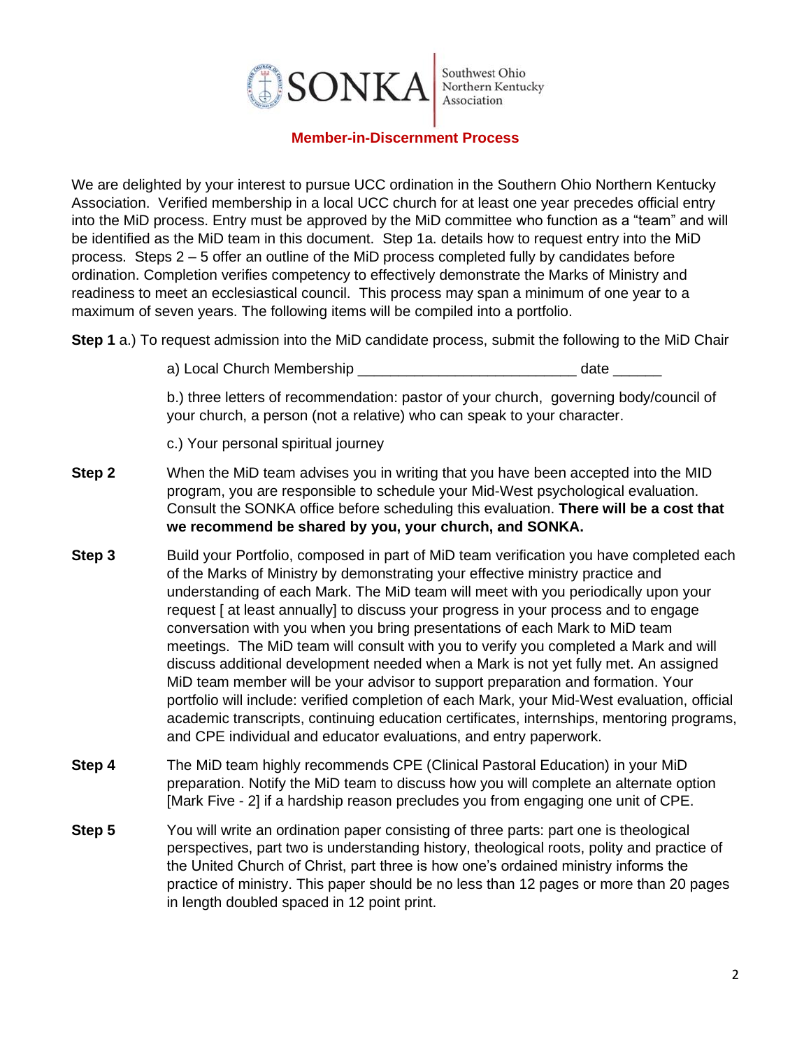SONKA Southwest Ohio Northern Kentucky Association

## Member-in-Discernment Process

We are delighted by your interest to pursue UCC ordination in the Southern Ohio Northern Kentucky Association. Verified membership in a local UCC church for at least one year precedes official entry into the MiD process. Entry must be approved by the MiD committee who function as a "team" and will be identified as the MiD team in this document. Step 1a. details how to request entry into the MiD process. Steps 2 – 5 offer an outline of the MiD process completed fully by candidates before ordination. Completion verifies competency to effectively demonstrate the Marks of Ministry and readiness to meet an ecclesiastical council. This process may span a minimum of one year to a maximum of seven years. The following items will be compiled into a portfolio.

**Step 1** a.) To request admission into the MiD candidate process, submit the following to the MiD Chair

a) Local Church Membership __________________________ date ______

b.) three letters of recommendation: pastor of your church, governing body/council of your church, a person (not a relative) who can speak to your character.

c.) Your personal spiritual journey

**Step 2** When the MiD team advises you in writing that you have been accepted into the MID program, you are responsible to schedule your Mid-West psychological evaluation. Consult the SONKA office before scheduling this evaluation. **There will be a cost that we recommend be shared by you, your church, and SONKA.**

**Step 3** Build your Portfolio, composed in part of MiD team verification you have completed each of the Marks of Ministry by demonstrating your effective ministry practice and understanding of each Mark. The MiD team will meet with you periodically upon your request [ at least annually] to discuss your progress in your process and to engage conversation with you when you bring presentations of each Mark to MiD team meetings. The MiD team will consult with you to verify you completed a Mark and will discuss additional development needed when a Mark is not yet fully met. An assigned MiD team member will be your advisor to support preparation and formation. Your portfolio will include: verified completion of each Mark, your Mid-West evaluation, official academic transcripts, continuing education certificates, internships, mentoring programs, and CPE individual and educator evaluations, and entry paperwork.

**Step 4** The MiD team highly recommends CPE (Clinical Pastoral Education) in your MiD preparation. Notify the MiD team to discuss how you will complete an alternate option [Mark Five - 2] if a hardship reason precludes you from engaging one unit of CPE.

**Step 5** You will write an ordination paper consisting of three parts: part one is theological perspectives, part two is understanding history, theological roots, polity and practice of the United Church of Christ, part three is how one's ordained ministry informs the practice of ministry. This paper should be no less than 12 pages or more than 20 pages in length doubled spaced in 12 point print.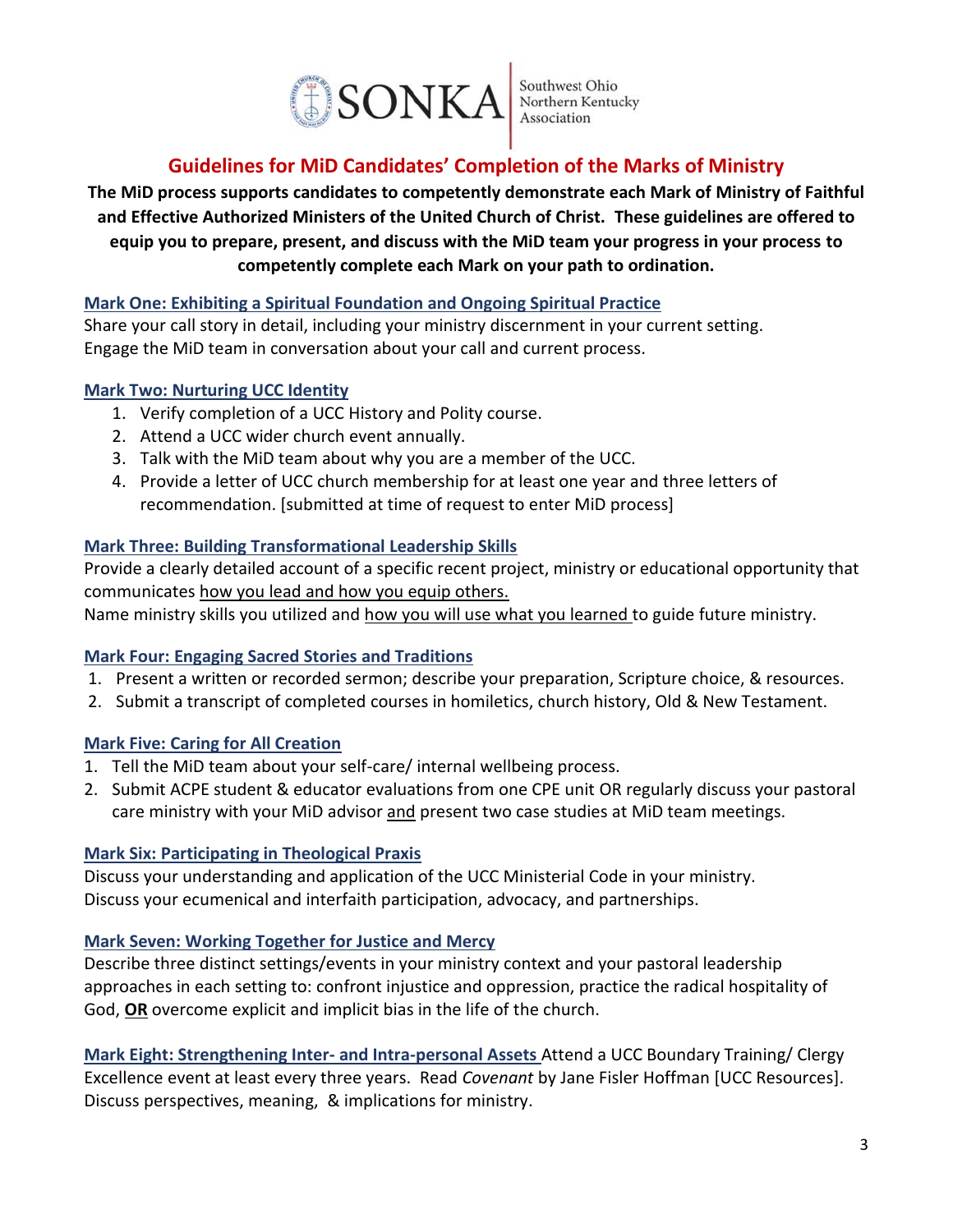SONKA Southwest Ohio Northern Kentucky Association

# Guidelines for MiD Candidates' Completion of the Marks of Ministry

**The MiD process supports candidates to competently demonstrate each Mark of Ministry of Faithful and Effective Authorized Ministers of the United Church of Christ. These guidelines are offered to equip you to prepare, present, and discuss with the MiD team your progress in your process to competently complete each Mark on your path to ordination.**

## Mark One: Exhibiting a Spiritual Foundation and Ongoing Spiritual Practice

Share your call story in detail, including your ministry discernment in your current setting.
Engage the MiD team in conversation about your call and current process.

## Mark Two: Nurturing UCC Identity

1. Verify completion of a UCC History and Polity course.
2. Attend a UCC wider church event annually.
3. Talk with the MiD team about why you are a member of the UCC.
4. Provide a letter of UCC church membership for at least one year and three letters of recommendation. [submitted at time of request to enter MiD process]

## Mark Three: Building Transformational Leadership Skills

Provide a clearly detailed account of a specific recent project, ministry or educational opportunity that communicates how you lead and how you equip others.
Name ministry skills you utilized and how you will use what you learned to guide future ministry.

## Mark Four: Engaging Sacred Stories and Traditions

1. Present a written or recorded sermon; describe your preparation, Scripture choice, & resources.
2. Submit a transcript of completed courses in homiletics, church history, Old & New Testament.

## Mark Five: Caring for All Creation

1. Tell the MiD team about your self-care/ internal wellbeing process.
2. Submit ACPE student & educator evaluations from one CPE unit OR regularly discuss your pastoral care ministry with your MiD advisor and present two case studies at MiD team meetings.

## Mark Six: Participating in Theological Praxis

Discuss your understanding and application of the UCC Ministerial Code in your ministry.
Discuss your ecumenical and interfaith participation, advocacy, and partnerships.

## Mark Seven: Working Together for Justice and Mercy

Describe three distinct settings/events in your ministry context and your pastoral leadership approaches in each setting to: confront injustice and oppression, practice the radical hospitality of God, **OR** overcome explicit and implicit bias in the life of the church.

## Mark Eight: Strengthening Inter- and Intra-personal Assets

Attend a UCC Boundary Training/ Clergy Excellence event at least every three years. Read *Covenant* by Jane Fisler Hoffman [UCC Resources]. Discuss perspectives, meaning, & implications for ministry.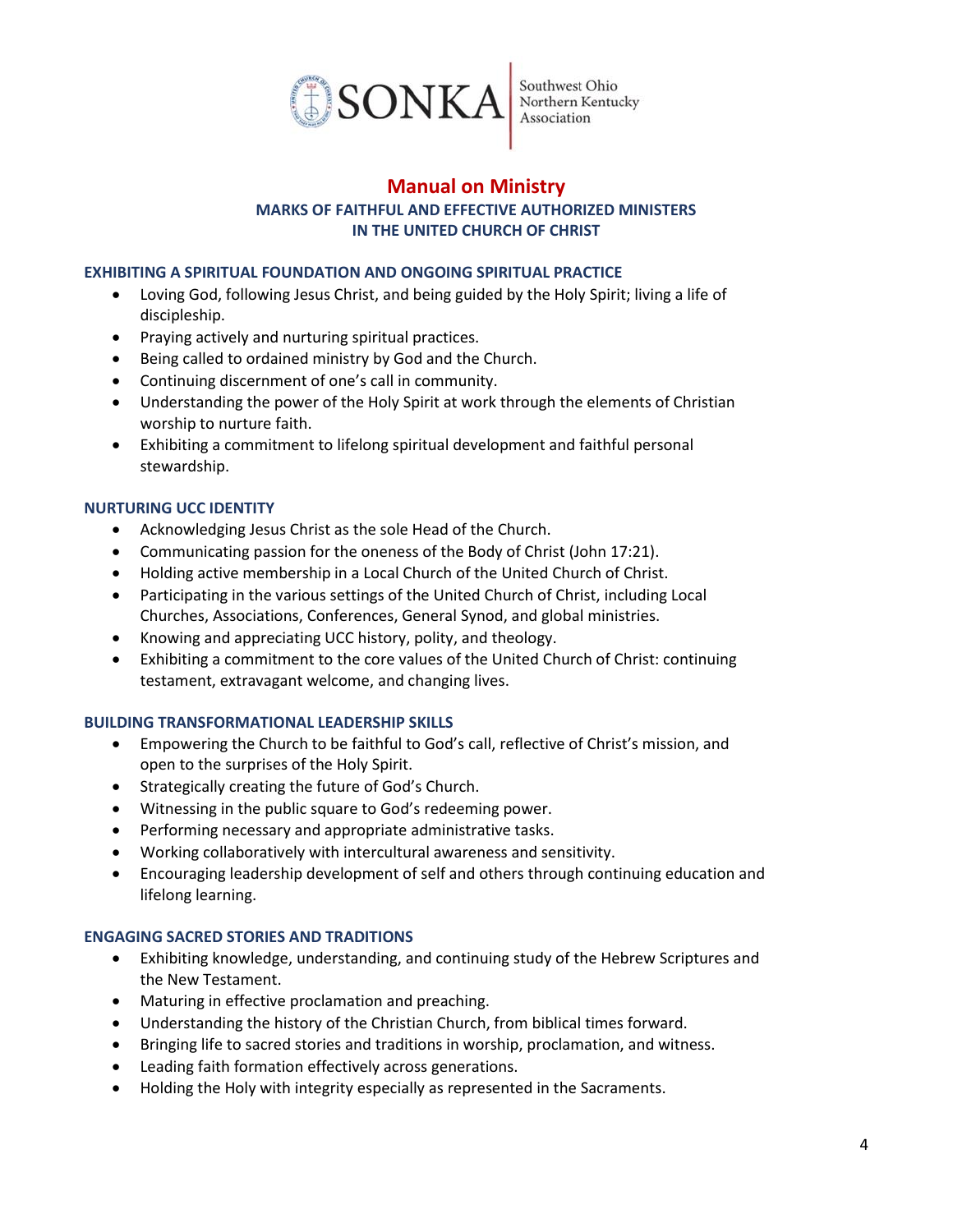# Manual on Ministry

## MARKS OF FAITHFUL AND EFFECTIVE AUTHORIZED MINISTERS IN THE UNITED CHURCH OF CHRIST

### EXHIBITING A SPIRITUAL FOUNDATION AND ONGOING SPIRITUAL PRACTICE

- Loving God, following Jesus Christ, and being guided by the Holy Spirit; living a life of discipleship.
- Praying actively and nurturing spiritual practices.
- Being called to ordained ministry by God and the Church.
- Continuing discernment of one's call in community.
- Understanding the power of the Holy Spirit at work through the elements of Christian worship to nurture faith.
- Exhibiting a commitment to lifelong spiritual development and faithful personal stewardship.

### NURTURING UCC IDENTITY

- Acknowledging Jesus Christ as the sole Head of the Church.
- Communicating passion for the oneness of the Body of Christ (John 17:21).
- Holding active membership in a Local Church of the United Church of Christ.
- Participating in the various settings of the United Church of Christ, including Local Churches, Associations, Conferences, General Synod, and global ministries.
- Knowing and appreciating UCC history, polity, and theology.
- Exhibiting a commitment to the core values of the United Church of Christ: continuing testament, extravagant welcome, and changing lives.

### BUILDING TRANSFORMATIONAL LEADERSHIP SKILLS

- Empowering the Church to be faithful to God's call, reflective of Christ's mission, and open to the surprises of the Holy Spirit.
- Strategically creating the future of God's Church.
- Witnessing in the public square to God's redeeming power.
- Performing necessary and appropriate administrative tasks.
- Working collaboratively with intercultural awareness and sensitivity.
- Encouraging leadership development of self and others through continuing education and lifelong learning.

### ENGAGING SACRED STORIES AND TRADITIONS

- Exhibiting knowledge, understanding, and continuing study of the Hebrew Scriptures and the New Testament.
- Maturing in effective proclamation and preaching.
- Understanding the history of the Christian Church, from biblical times forward.
- Bringing life to sacred stories and traditions in worship, proclamation, and witness.
- Leading faith formation effectively across generations.
- Holding the Holy with integrity especially as represented in the Sacraments.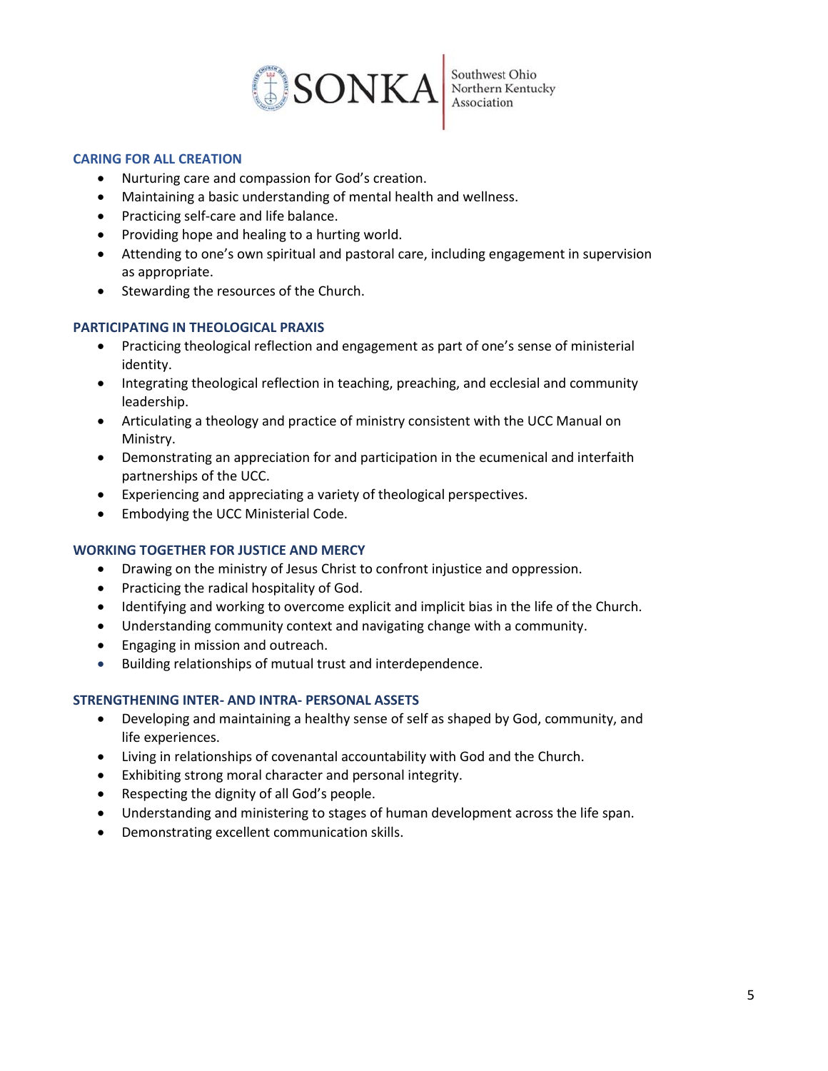### CARING FOR ALL CREATION

- Nurturing care and compassion for God's creation.
- Maintaining a basic understanding of mental health and wellness.
- Practicing self-care and life balance.
- Providing hope and healing to a hurting world.
- Attending to one's own spiritual and pastoral care, including engagement in supervision as appropriate.
- Stewarding the resources of the Church.

### PARTICIPATING IN THEOLOGICAL PRAXIS

- Practicing theological reflection and engagement as part of one's sense of ministerial identity.
- Integrating theological reflection in teaching, preaching, and ecclesial and community leadership.
- Articulating a theology and practice of ministry consistent with the UCC Manual on Ministry.
- Demonstrating an appreciation for and participation in the ecumenical and interfaith partnerships of the UCC.
- Experiencing and appreciating a variety of theological perspectives.
- Embodying the UCC Ministerial Code.

### WORKING TOGETHER FOR JUSTICE AND MERCY

- Drawing on the ministry of Jesus Christ to confront injustice and oppression.
- Practicing the radical hospitality of God.
- Identifying and working to overcome explicit and implicit bias in the life of the Church.
- Understanding community context and navigating change with a community.
- Engaging in mission and outreach.
- Building relationships of mutual trust and interdependence.

### STRENGTHENING INTER- AND INTRA- PERSONAL ASSETS

- Developing and maintaining a healthy sense of self as shaped by God, community, and life experiences.
- Living in relationships of covenantal accountability with God and the Church.
- Exhibiting strong moral character and personal integrity.
- Respecting the dignity of all God's people.
- Understanding and ministering to stages of human development across the life span.
- Demonstrating excellent communication skills.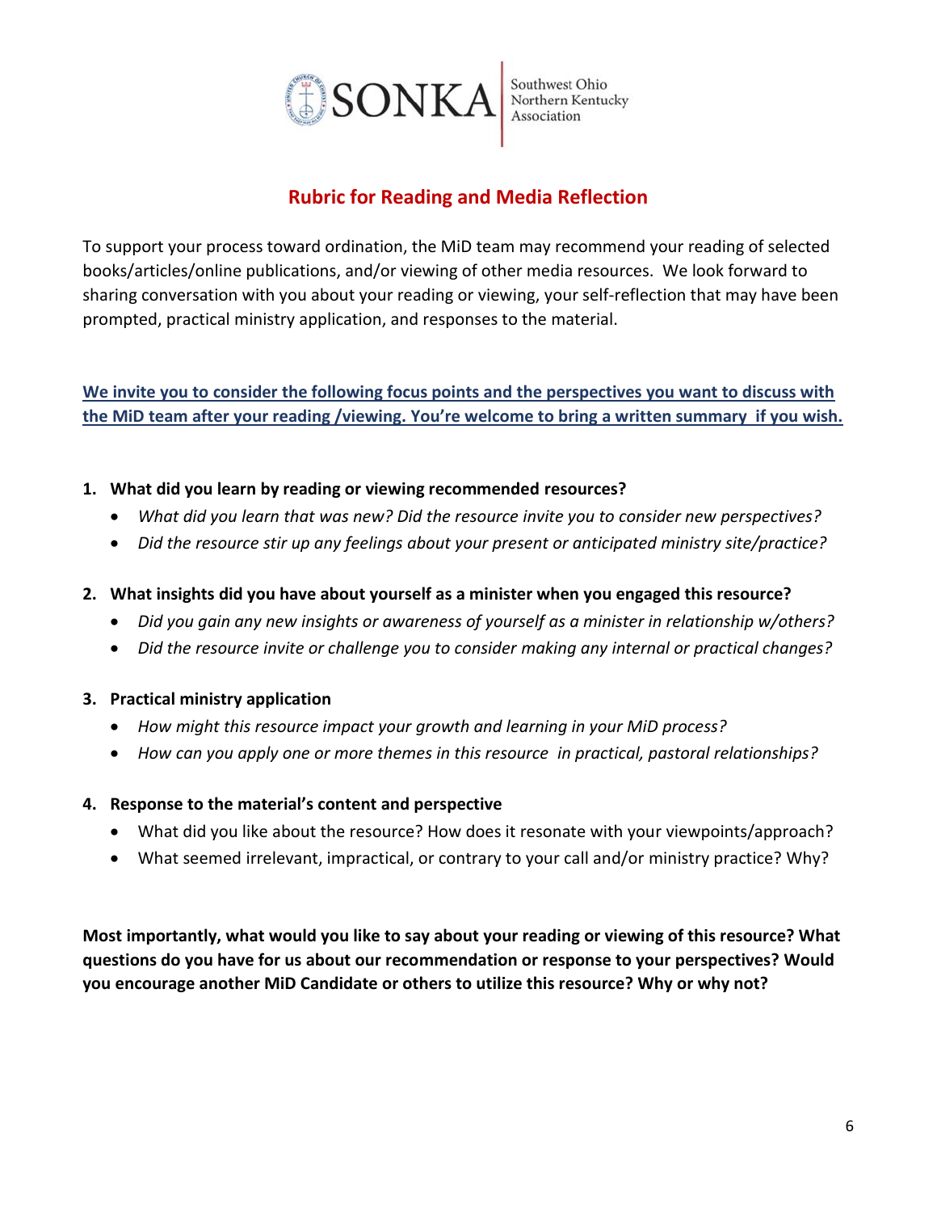SONKA | Southwest Ohio Northern Kentucky Association

## Rubric for Reading and Media Reflection

To support your process toward ordination, the MiD team may recommend your reading of selected books/articles/online publications, and/or viewing of other media resources. We look forward to sharing conversation with you about your reading or viewing, your self-reflection that may have been prompted, practical ministry application, and responses to the material.

**We invite you to consider the following focus points and the perspectives you want to discuss with the MiD team after your reading /viewing. You're welcome to bring a written summary if you wish.**

1. **What did you learn by reading or viewing recommended resources?**
   - *What did you learn that was new? Did the resource invite you to consider new perspectives?*
   - *Did the resource stir up any feelings about your present or anticipated ministry site/practice?*

2. **What insights did you have about yourself as a minister when you engaged this resource?**
   - *Did you gain any new insights or awareness of yourself as a minister in relationship w/others?*
   - *Did the resource invite or challenge you to consider making any internal or practical changes?*

3. **Practical ministry application**
   - *How might this resource impact your growth and learning in your MiD process?*
   - *How can you apply one or more themes in this resource in practical, pastoral relationships?*

4. **Response to the material's content and perspective**
   - What did you like about the resource? How does it resonate with your viewpoints/approach?
   - What seemed irrelevant, impractical, or contrary to your call and/or ministry practice? Why?

**Most importantly, what would you like to say about your reading or viewing of this resource? What questions do you have for us about our recommendation or response to your perspectives? Would you encourage another MiD Candidate or others to utilize this resource? Why or why not?**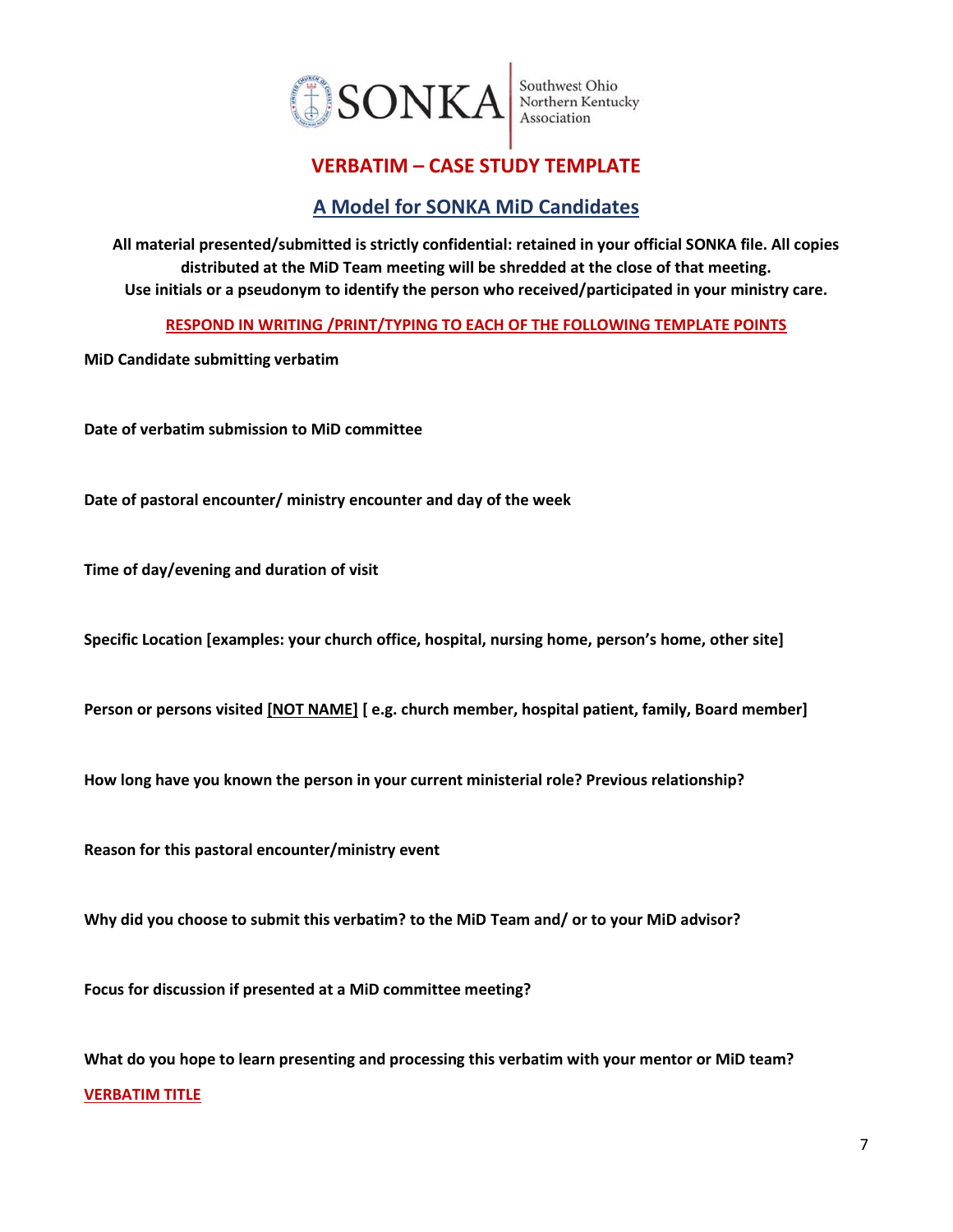SONKA Southwest Ohio Northern Kentucky Association

# VERBATIM – CASE STUDY TEMPLATE

## A Model for SONKA MiD Candidates

**All material presented/submitted is strictly confidential: retained in your official SONKA file. All copies distributed at the MiD Team meeting will be shredded at the close of that meeting. Use initials or a pseudonym to identify the person who received/participated in your ministry care.**

**RESPOND IN WRITING /PRINT/TYPING TO EACH OF THE FOLLOWING TEMPLATE POINTS**

**MiD Candidate submitting verbatim**

**Date of verbatim submission to MiD committee**

**Date of pastoral encounter/ ministry encounter and day of the week**

**Time of day/evening and duration of visit**

**Specific Location [examples: your church office, hospital, nursing home, person's home, other site]**

**Person or persons visited [NOT NAME] [ e.g. church member, hospital patient, family, Board member]**

**How long have you known the person in your current ministerial role? Previous relationship?**

**Reason for this pastoral encounter/ministry event**

**Why did you choose to submit this verbatim? to the MiD Team and/ or to your MiD advisor?**

**Focus for discussion if presented at a MiD committee meeting?**

**What do you hope to learn presenting and processing this verbatim with your mentor or MiD team?**

**VERBATIM TITLE**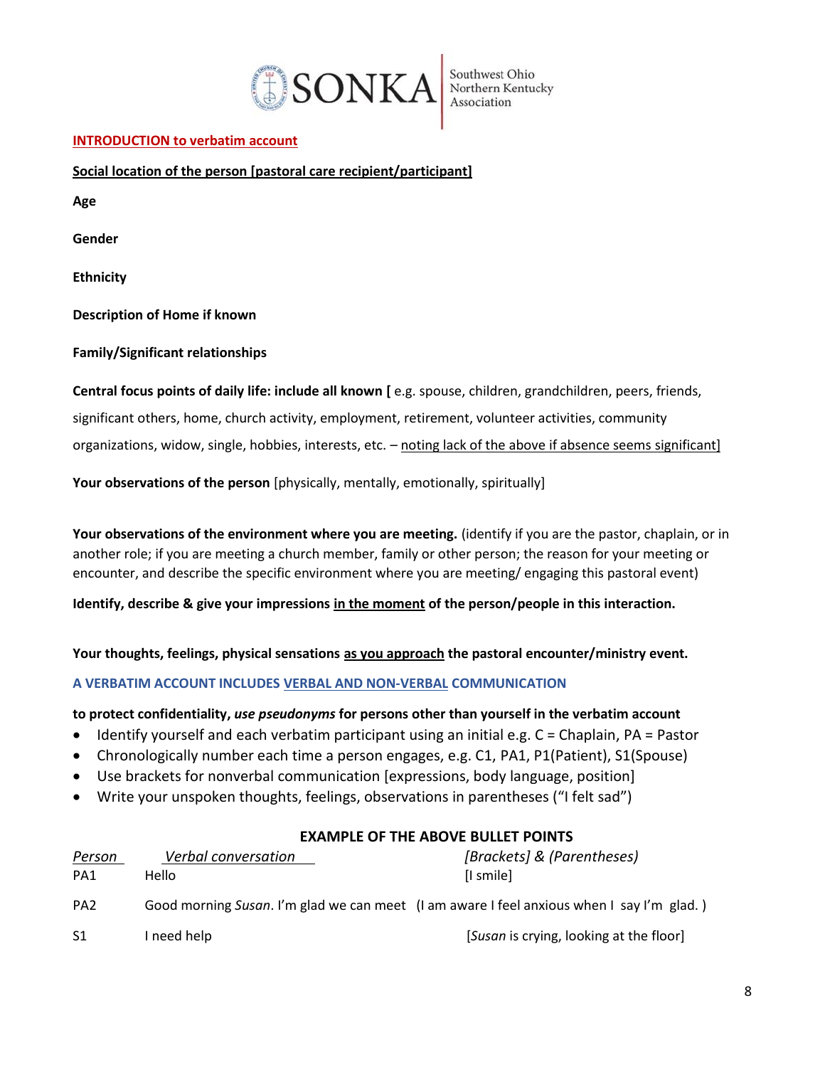SONKA Southwest Ohio Northern Kentucky Association

**INTRODUCTION to verbatim account**

**Social location of the person [pastoral care recipient/participant]**

**Age**

**Gender**

**Ethnicity**

**Description of Home if known**

**Family/Significant relationships**

**Central focus points of daily life: include all known [** e.g. spouse, children, grandchildren, peers, friends, significant others, home, church activity, employment, retirement, volunteer activities, community organizations, widow, single, hobbies, interests, etc. – noting lack of the above if absence seems significant]

**Your observations of the person** [physically, mentally, emotionally, spiritually]

**Your observations of the environment where you are meeting.** (identify if you are the pastor, chaplain, or in another role; if you are meeting a church member, family or other person; the reason for your meeting or encounter, and describe the specific environment where you are meeting/ engaging this pastoral event)

**Identify, describe & give your impressions in the moment of the person/people in this interaction.**

**Your thoughts, feelings, physical sensations as you approach the pastoral encounter/ministry event.**

**A VERBATIM ACCOUNT INCLUDES VERBAL AND NON-VERBAL COMMUNICATION**

**to protect confidentiality, *use pseudonyms* for persons other than yourself in the verbatim account**

- Identify yourself and each verbatim participant using an initial e.g. C = Chaplain, PA = Pastor
- Chronologically number each time a person engages, e.g. C1, PA1, P1(Patient), S1(Spouse)
- Use brackets for nonverbal communication [expressions, body language, position]
- Write your unspoken thoughts, feelings, observations in parentheses ("I felt sad")

**EXAMPLE OF THE ABOVE BULLET POINTS**

| *Person* | *Verbal conversation* | *[Brackets] & (Parentheses)* |
|---|---|---|
| PA1 | Hello | [I smile] |
| PA2 | Good morning *Susan*. I'm glad we can meet | (I am aware I feel anxious when I say I'm glad. ) |
| S1 | I need help | [*Susan* is crying, looking at the floor] |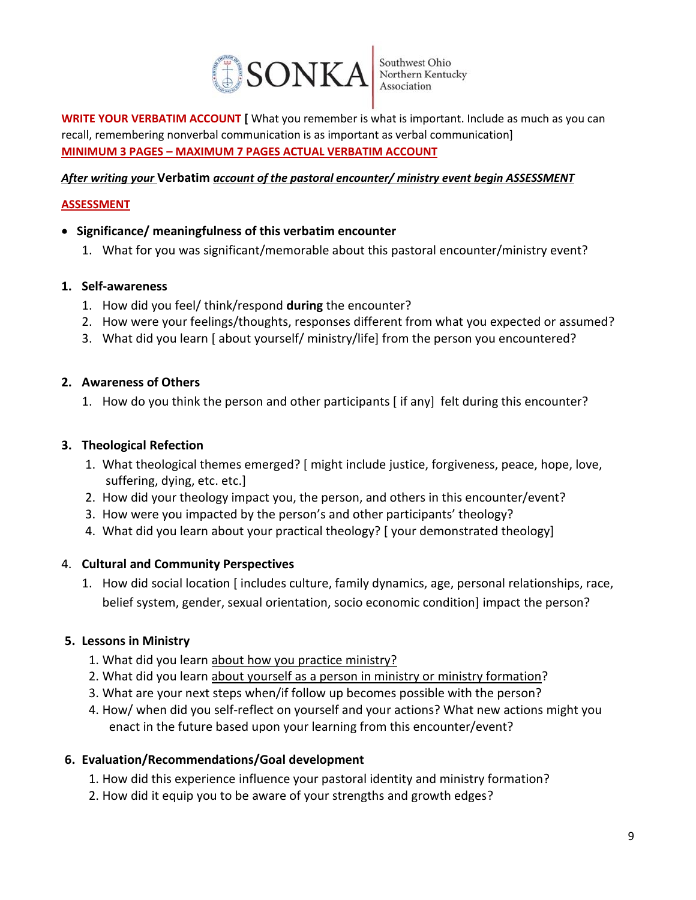SONKA Southwest Ohio Northern Kentucky Association

**WRITE YOUR VERBATIM ACCOUNT [** What you remember is what is important. Include as much as you can recall, remembering nonverbal communication is as important as verbal communication]

**MINIMUM 3 PAGES – MAXIMUM 7 PAGES ACTUAL VERBATIM ACCOUNT**

***After writing your*** **Verbatim** ***account of the pastoral encounter/ ministry event begin ASSESSMENT***

**ASSESSMENT**

- **Significance/ meaningfulness of this verbatim encounter**
  1. What for you was significant/memorable about this pastoral encounter/ministry event?

**1. Self-awareness**

1. How did you feel/ think/respond **during** the encounter?
2. How were your feelings/thoughts, responses different from what you expected or assumed?
3. What did you learn [ about yourself/ ministry/life] from the person you encountered?

**2. Awareness of Others**

1. How do you think the person and other participants [ if any] felt during this encounter?

**3. Theological Refection**

1. What theological themes emerged? [ might include justice, forgiveness, peace, hope, love, suffering, dying, etc. etc.]
2. How did your theology impact you, the person, and others in this encounter/event?
3. How were you impacted by the person's and other participants' theology?
4. What did you learn about your practical theology? [ your demonstrated theology]

**4. Cultural and Community Perspectives**

1. How did social location [ includes culture, family dynamics, age, personal relationships, race, belief system, gender, sexual orientation, socio economic condition] impact the person?

**5. Lessons in Ministry**

1. What did you learn about how you practice ministry?
2. What did you learn about yourself as a person in ministry or ministry formation?
3. What are your next steps when/if follow up becomes possible with the person?
4. How/ when did you self-reflect on yourself and your actions? What new actions might you enact in the future based upon your learning from this encounter/event?

**6. Evaluation/Recommendations/Goal development**

1. How did this experience influence your pastoral identity and ministry formation?
2. How did it equip you to be aware of your strengths and growth edges?